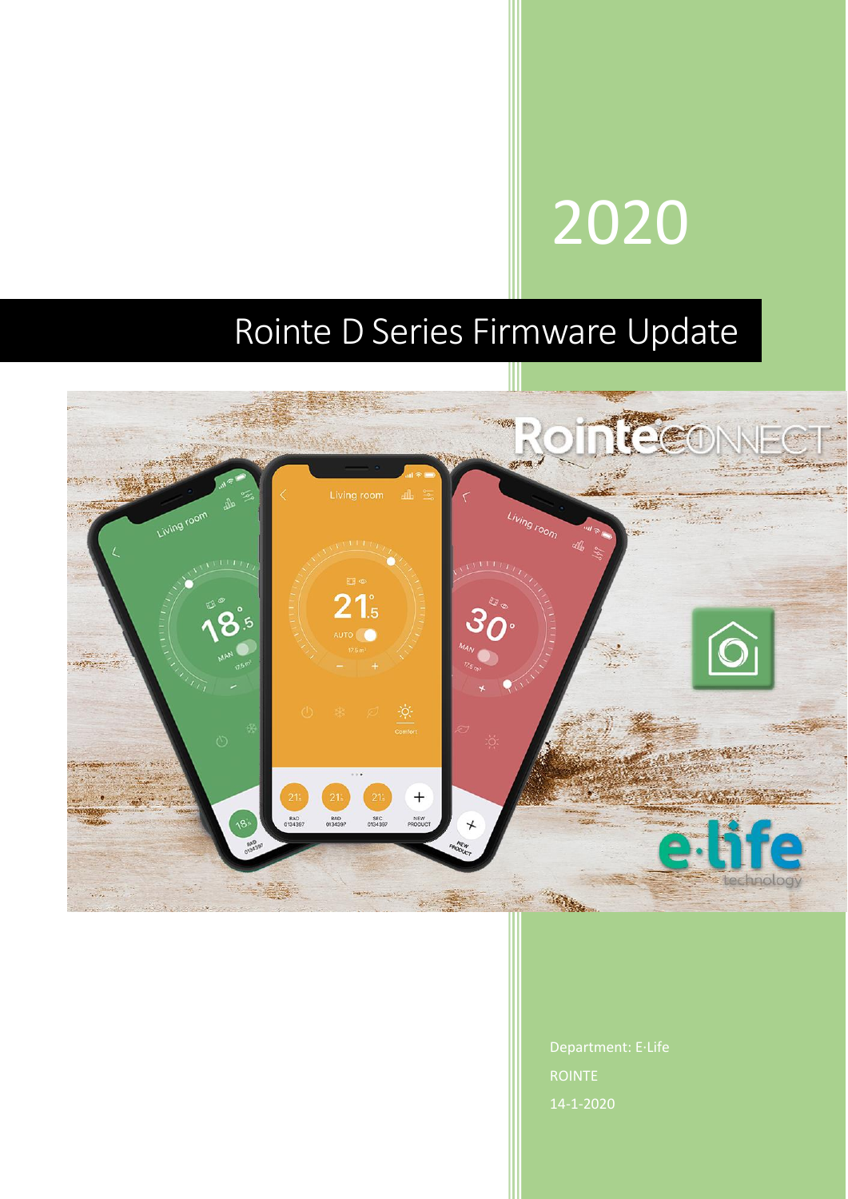2020

# Rointe D Series Firmware Update

Department: E·Life

ROINTE

14-1-2020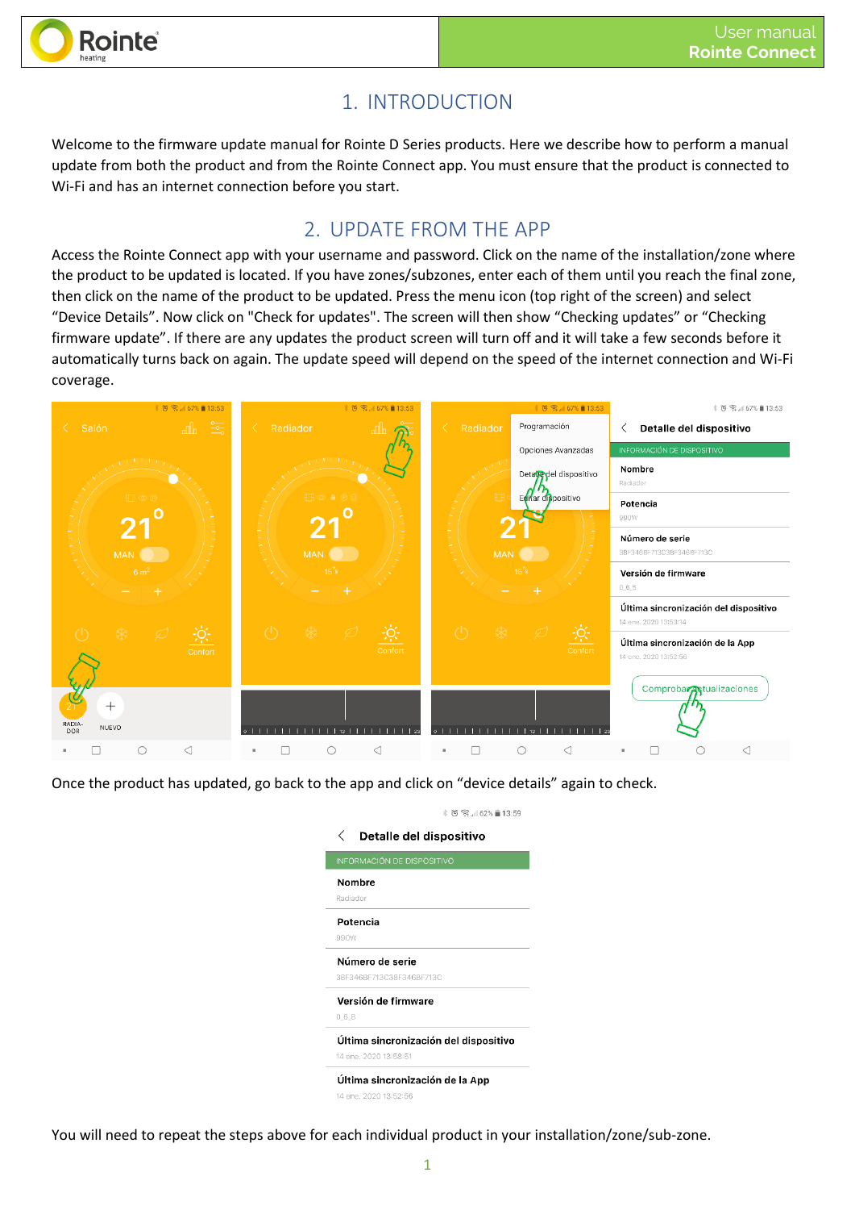# 1. INTRODUCTION

Welcome to the firmware update manual for Rointe D Series products. Here we describe how to perform a manual update from both the product and from the Rointe Connect app. You must ensure that the product is connected to Wi-Fi and has an internet connection before you start.

# 2. UPDATE FROM THE APP

Access the Rointe Connect app with your username and password. Click on the name of the installation/zone where the product to be updated is located. If you have zones/subzones, enter each of them until you reach the final zone, then click on the name of the product to be updated. Press the menu icon (top right of the screen) and select "Device Details". Now click on "Check for updates". The screen will then show "Checking updates" or "Checking firmware update". If there are any updates the product screen will turn off and it will take a few seconds before it automatically turns back on again. The update speed will depend on the speed of the internet connection and Wi-Fi coverage.

Once the product has updated, go back to the app and click on "device details" again to check.

You will need to repeat the steps above for each individual product in your installation/zone/sub-zone.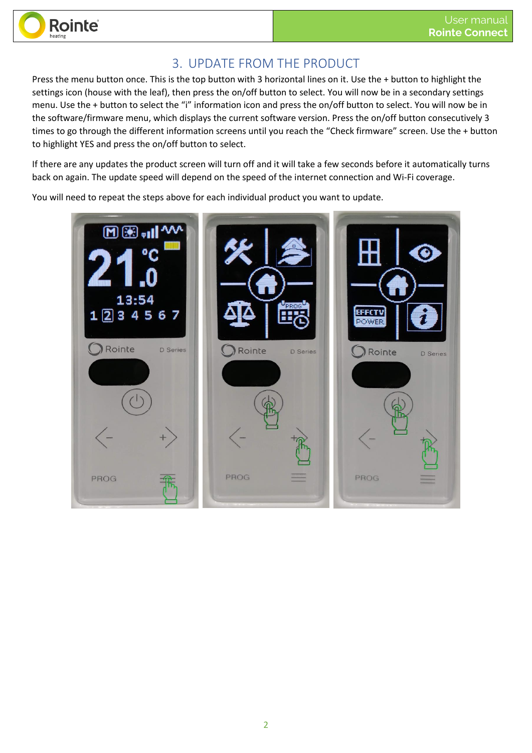# 3. UPDATE FROM THE PRODUCT

Press the menu button once. This is the top button with 3 horizontal lines on it. Use the + button to highlight the settings icon (house with the leaf), then press the on/off button to select. You will now be in a secondary settings menu. Use the + button to select the "i" information icon and press the on/off button to select. You will now be in the software/firmware menu, which displays the current software version. Press the on/off button consecutively 3 times to go through the different information screens until you reach the "Check firmware" screen. Use the + button to highlight YES and press the on/off button to select.

If there are any updates the product screen will turn off and it will take a few seconds before it automatically turns back on again. The update speed will depend on the speed of the internet connection and Wi-Fi coverage.

You will need to repeat the steps above for each individual product you want to update.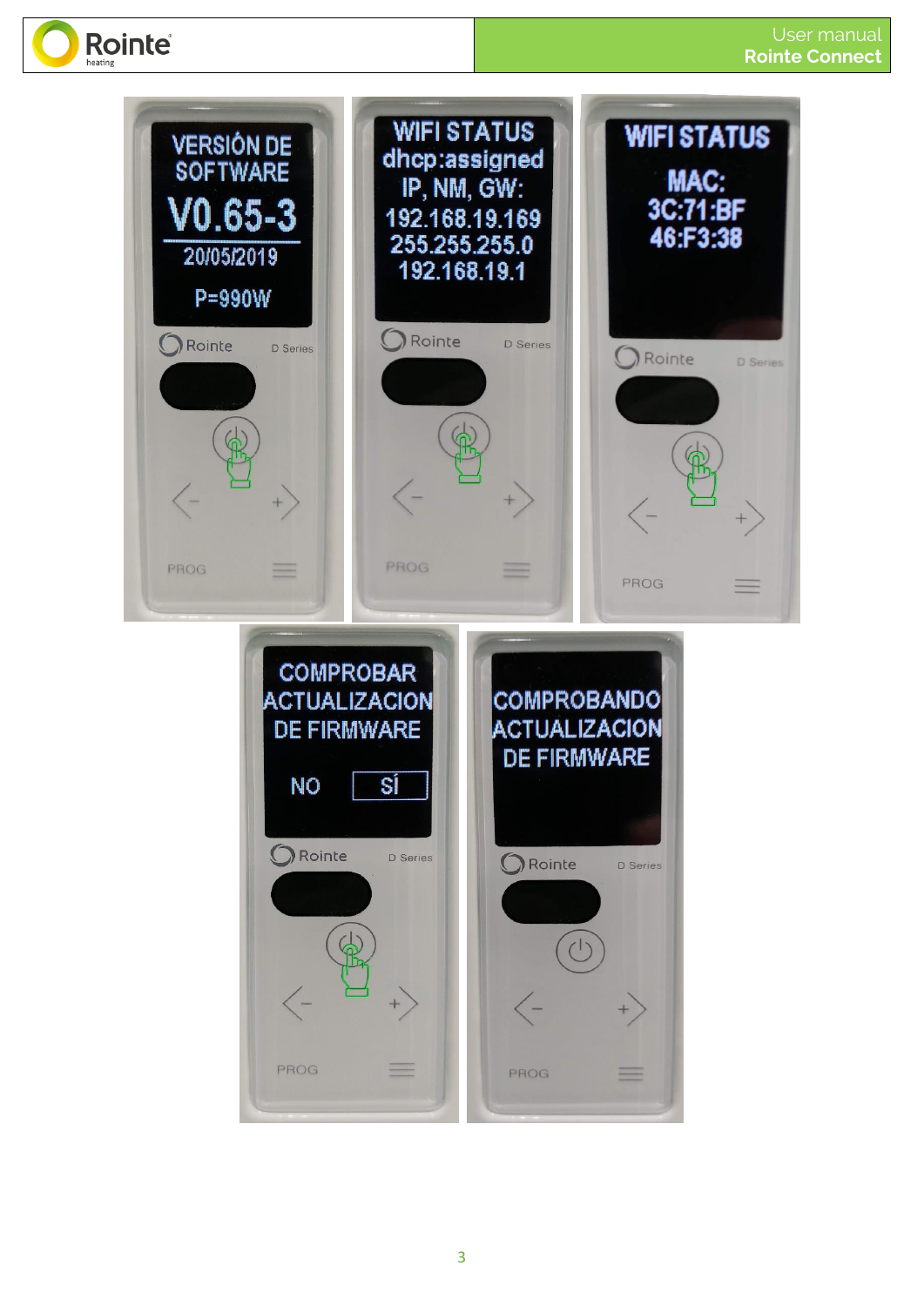VERSIÓN DE SOFTWARE

V0.65-3

20/05/2019

P=990W

WIFI STATUS

dhcp:assigned

IP, NM, GW:

192.168.19.169

255.255.255.0

192.168.19.1

WIFI STATUS

MAC:

3C:71:BF

46:F3:38

COMPROBAR ACTUALIZACION DE FIRMWARE

NO SÍ

COMPROBANDO ACTUALIZACION DE FIRMWARE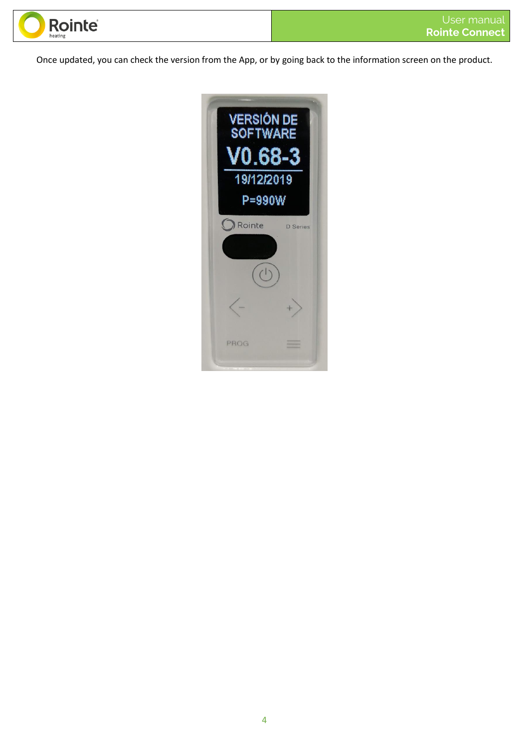Once updated, you can check the version from the App, or by going back to the information screen on the product.